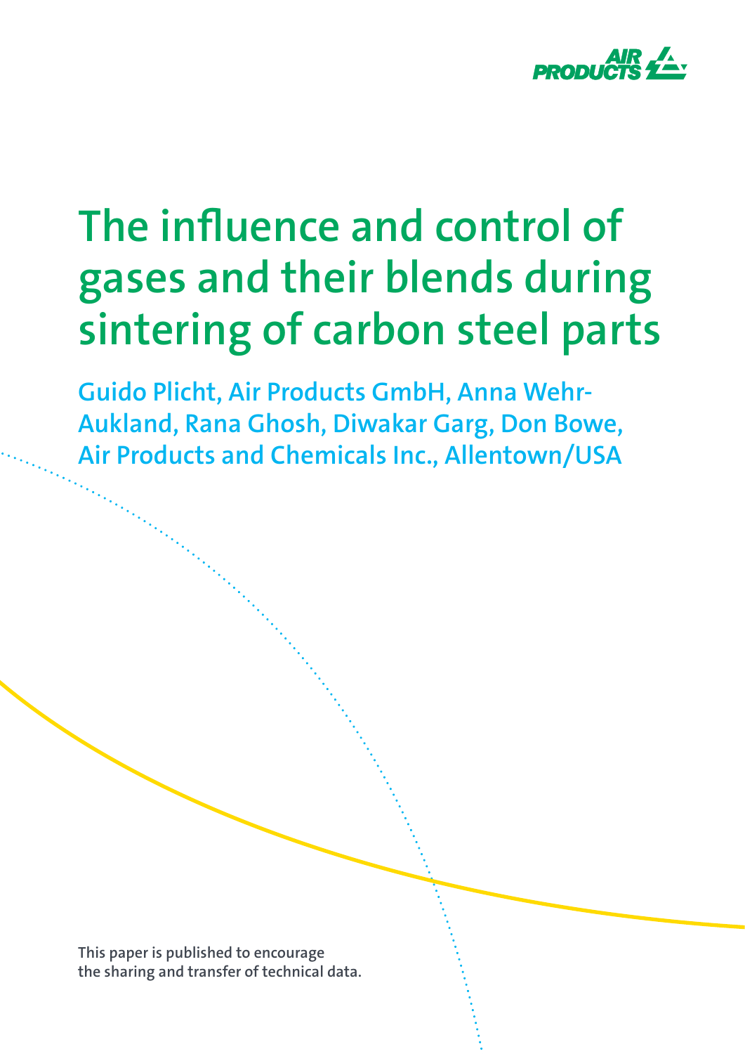# The influence and control of gases and their blends during sintering of carbon steel parts

Guido Plicht, Air Products GmbH, Anna Wehr-Aukland, Rana Ghosh, Diwakar Garg, Don Bowe, Air Products and Chemicals Inc., Allentown/USA

This paper is published to encourage the sharing and transfer of technical data.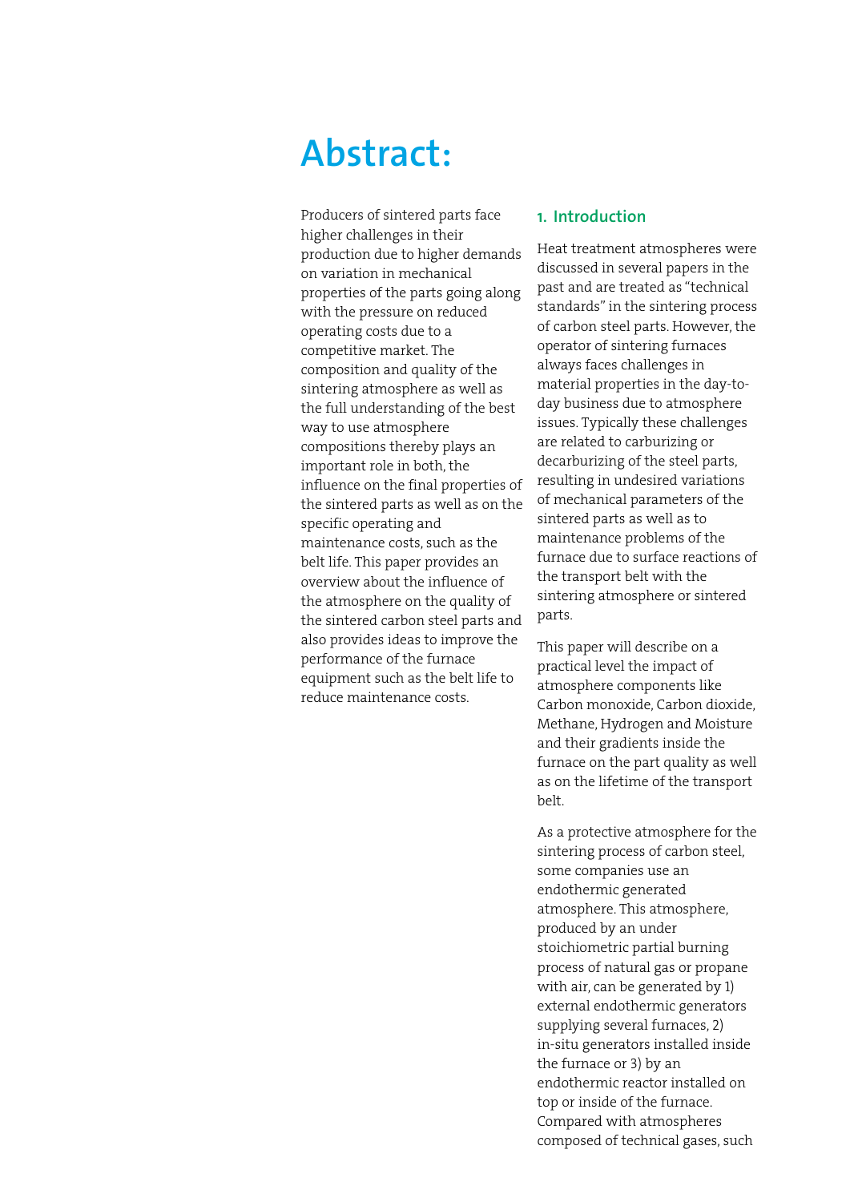# Abstract:

Producers of sintered parts face higher challenges in their production due to higher demands on variation in mechanical properties of the parts going along with the pressure on reduced operating costs due to a competitive market. The composition and quality of the sintering atmosphere as well as the full understanding of the best way to use atmosphere compositions thereby plays an important role in both, the influence on the final properties of the sintered parts as well as on the specific operating and maintenance costs, such as the belt life. This paper provides an overview about the influence of the atmosphere on the quality of the sintered carbon steel parts and also provides ideas to improve the performance of the furnace equipment such as the belt life to reduce maintenance costs.

## 1. Introduction

Heat treatment atmospheres were discussed in several papers in the past and are treated as "technical standards" in the sintering process of carbon steel parts. However, the operator of sintering furnaces always faces challenges in material properties in the day-to-day business due to atmosphere issues. Typically these challenges are related to carburizing or decarburizing of the steel parts, resulting in undesired variations of mechanical parameters of the sintered parts as well as to maintenance problems of the furnace due to surface reactions of the transport belt with the sintering atmosphere or sintered parts.

This paper will describe on a practical level the impact of atmosphere components like Carbon monoxide, Carbon dioxide, Methane, Hydrogen and Moisture and their gradients inside the furnace on the part quality as well as on the lifetime of the transport belt.

As a protective atmosphere for the sintering process of carbon steel, some companies use an endothermic generated atmosphere. This atmosphere, produced by an under stoichiometric partial burning process of natural gas or propane with air, can be generated by 1) external endothermic generators supplying several furnaces, 2) in-situ generators installed inside the furnace or 3) by an endothermic reactor installed on top or inside of the furnace. Compared with atmospheres composed of technical gases, such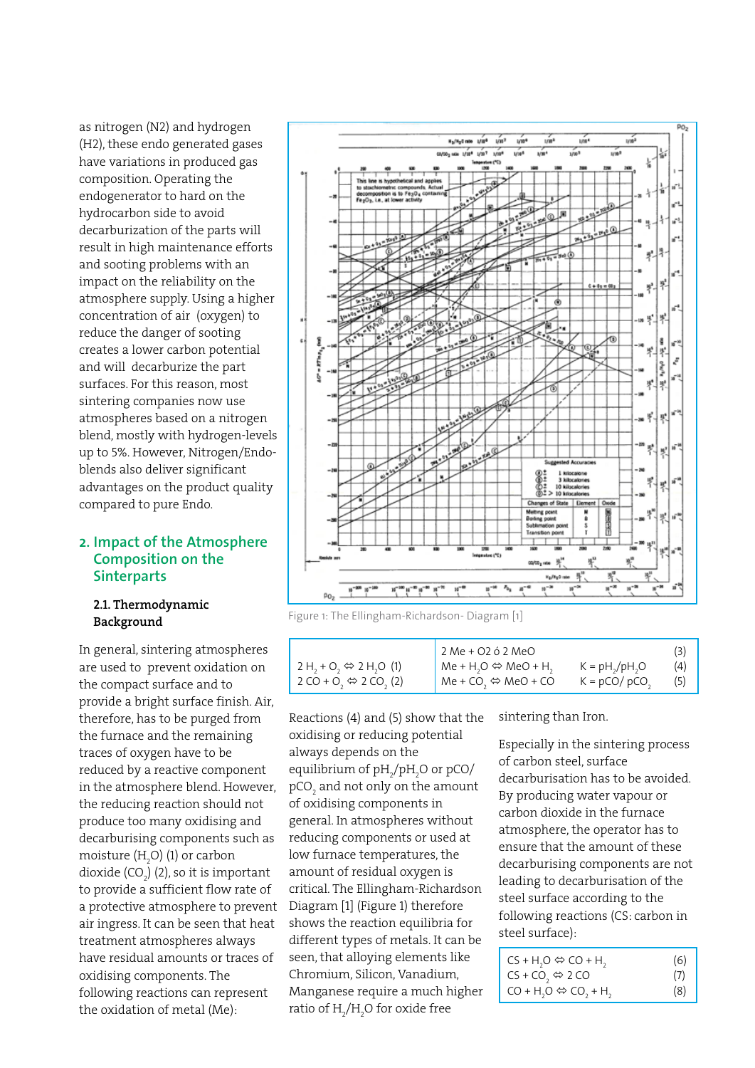as nitrogen (N2) and hydrogen (H2), these endo generated gases have variations in produced gas composition. Operating the endogenerator to hard on the hydrocarbon side to avoid decarburization of the parts will result in high maintenance efforts and sooting problems with an impact on the reliability on the atmosphere supply. Using a higher concentration of air (oxygen) to reduce the danger of sooting creates a lower carbon potential and will decarburize the part surfaces. For this reason, most sintering companies now use atmospheres based on a nitrogen blend, mostly with hydrogen-levels up to 5%. However, Nitrogen/Endo-blends also deliver significant advantages on the product quality compared to pure Endo.

## 2. Impact of the Atmosphere Composition on the Sinterparts

### 2.1. Thermodynamic Background

In general, sintering atmospheres are used to prevent oxidation on the compact surface and to provide a bright surface finish. Air, therefore, has to be purged from the furnace and the remaining traces of oxygen have to be reduced by a reactive component in the atmosphere blend. However, the reducing reaction should not produce too many oxidising and decarburising components such as moisture ($H_2O$) (1) or carbon dioxide ($CO_2$) (2), so it is important to provide a sufficient flow rate of a protective atmosphere to prevent air ingress. It can be seen that heat treatment atmospheres always have residual amounts or traces of oxidising components. The following reactions can represent the oxidation of metal (Me):

Figure 1: The Ellingham-Richardson- Diagram [1]

| | | | |
|---|---|---|---|
| | 2 Me + O2 ó 2 MeO | | (3) |
| $2\,H_2 + O_2 \Leftrightarrow 2\,H_2O$ (1) | $Me + H_2O \Leftrightarrow MeO + H_2$ | $K = pH_2/pH_2O$ | (4) |
| $2\,CO + O_2 \Leftrightarrow 2\,CO_2$ (2) | $Me + CO_2 \Leftrightarrow MeO + CO$ | $K = pCO/pCO_2$ | (5) |

Reactions (4) and (5) show that the oxidising or reducing potential always depends on the equilibrium of $pH_2/pH_2O$ or $pCO/pCO_2$ and not only on the amount of oxidising components in general. In atmospheres without reducing components or used at low furnace temperatures, the amount of residual oxygen is critical. The Ellingham-Richardson Diagram [1] (Figure 1) therefore shows the reaction equilibria for different types of metals. It can be seen, that alloying elements like Chromium, Silicon, Vanadium, Manganese require a much higher ratio of $H_2/H_2O$ for oxide free sintering than Iron.

Especially in the sintering process of carbon steel, surface decarburisation has to be avoided. By producing water vapour or carbon dioxide in the furnace atmosphere, the operator has to ensure that the amount of these decarburising components are not leading to decarburisation of the steel surface according to the following reactions (CS: carbon in steel surface):

| | |
|---|---|
| $CS + H_2O \Leftrightarrow CO + H_2$ | (6) |
| $CS + CO_2 \Leftrightarrow 2\,CO$ | (7) |
| $CO + H_2O \Leftrightarrow CO_2 + H_2$ | (8) |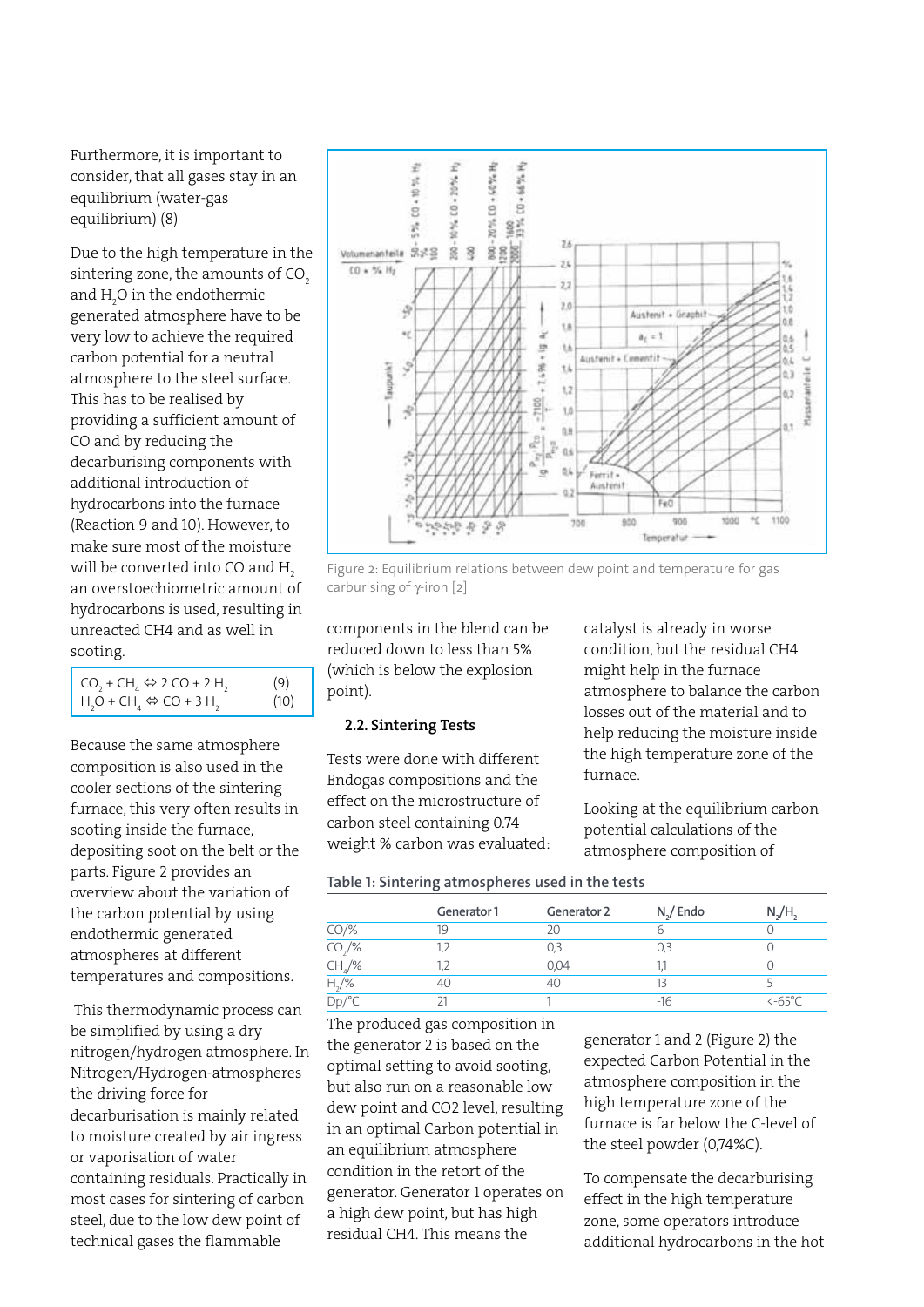Furthermore, it is important to consider, that all gases stay in an equilibrium (water-gas equilibrium) (8)

Due to the high temperature in the sintering zone, the amounts of $CO_2$ and $H_2O$ in the endothermic generated atmosphere have to be very low to achieve the required carbon potential for a neutral atmosphere to the steel surface. This has to be realised by providing a sufficient amount of CO and by reducing the decarburising components with additional introduction of hydrocarbons into the furnace (Reaction 9 and 10). However, to make sure most of the moisture will be converted into CO and $H_2$ an overstoechiometric amount of hydrocarbons is used, resulting in unreacted CH4 and as well in sooting.

$$CO_2 + CH_4 \Leftrightarrow 2\,CO + 2\,H_2 \quad (9)$$

$$H_2O + CH_4 \Leftrightarrow CO + 3\,H_2 \quad (10)$$

Because the same atmosphere composition is also used in the cooler sections of the sintering furnace, this very often results in sooting inside the furnace, depositing soot on the belt or the parts. Figure 2 provides an overview about the variation of the carbon potential by using endothermic generated atmospheres at different temperatures and compositions.

This thermodynamic process can be simplified by using a dry nitrogen/hydrogen atmosphere. In Nitrogen/Hydrogen-atmospheres the driving force for decarburisation is mainly related to moisture created by air ingress or vaporisation of water containing residuals. Practically in most cases for sintering of carbon steel, due to the low dew point of technical gases the flammable components in the blend can be reduced down to less than 5% (which is below the explosion point).

Figure 2: Equilibrium relations between dew point and temperature for gas carburising of γ-iron [2]

### 2.2. Sintering Tests

Tests were done with different Endogas compositions and the effect on the microstructure of carbon steel containing 0.74 weight % carbon was evaluated:

**Table 1: Sintering atmospheres used in the tests**

| | Generator 1 | Generator 2 | $N_2$/ Endo | $N_2/H_2$ |
|---|---|---|---|---|
| $CO$/% | 19 | 20 | 6 | 0 |
| $CO_2$/% | 1,2 | 0,3 | 0,3 | 0 |
| $CH_4$/% | 1,2 | 0,04 | 1,1 | 0 |
| $H_2$/% | 40 | 40 | 13 | 5 |
| Dp/°C | 21 | 1 | -16 | <-65°C |

The produced gas composition in the generator 2 is based on the optimal setting to avoid sooting, but also run on a reasonable low dew point and CO2 level, resulting in an optimal Carbon potential in an equilibrium atmosphere condition in the retort of the generator. Generator 1 operates on a high dew point, but has high residual CH4. This means the catalyst is already in worse condition, but the residual CH4 might help in the furnace atmosphere to balance the carbon losses out of the material and to help reducing the moisture inside the high temperature zone of the furnace.

Looking at the equilibrium carbon potential calculations of the atmosphere composition of generator 1 and 2 (Figure 2) the expected Carbon Potential in the atmosphere composition in the high temperature zone of the furnace is far below the C-level of the steel powder (0,74%C).

To compensate the decarburising effect in the high temperature zone, some operators introduce additional hydrocarbons in the hot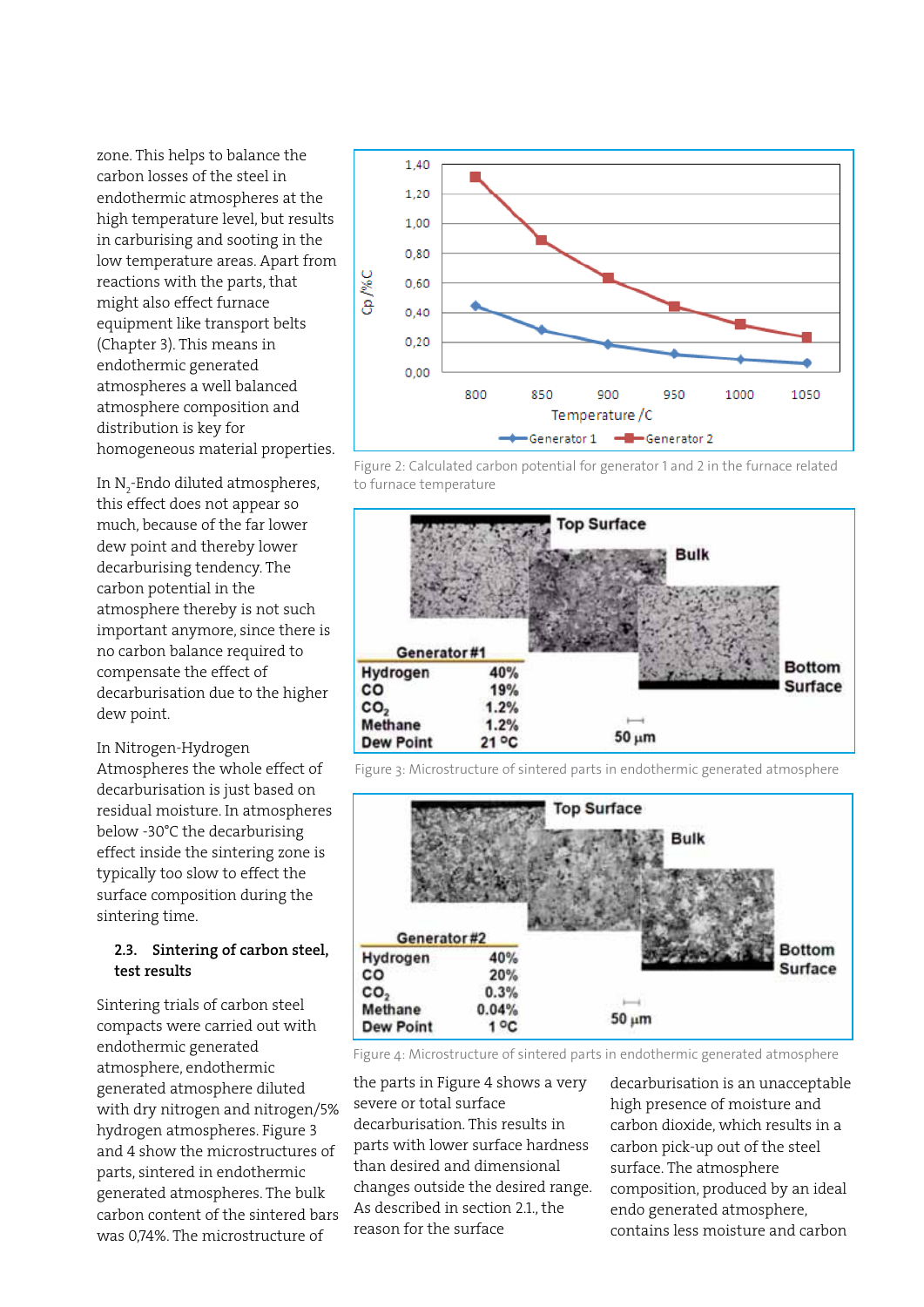zone. This helps to balance the carbon losses of the steel in endothermic atmospheres at the high temperature level, but results in carburising and sooting in the low temperature areas. Apart from reactions with the parts, that might also effect furnace equipment like transport belts (Chapter 3). This means in endothermic generated atmospheres a well balanced atmosphere composition and distribution is key for homogeneous material properties.

In $N_2$-Endo diluted atmospheres, this effect does not appear so much, because of the far lower dew point and thereby lower decarburising tendency. The carbon potential in the atmosphere thereby is not such important anymore, since there is no carbon balance required to compensate the effect of decarburisation due to the higher dew point.

In Nitrogen-Hydrogen Atmospheres the whole effect of decarburisation is just based on residual moisture. In atmospheres below -30°C the decarburising effect inside the sintering zone is typically too slow to effect the surface composition during the sintering time.

### 2.3. Sintering of carbon steel, test results

Sintering trials of carbon steel compacts were carried out with endothermic generated atmosphere, endothermic generated atmosphere diluted with dry nitrogen and nitrogen/5% hydrogen atmospheres. Figure 3 and 4 show the microstructures of parts, sintered in endothermic generated atmospheres. The bulk carbon content of the sintered bars was 0,74%. The microstructure of the parts in Figure 4 shows a very severe or total surface decarburisation. This results in parts with lower surface hardness than desired and dimensional changes outside the desired range. As described in section 2.1., the reason for the surface decarburisation is an unacceptable high presence of moisture and carbon dioxide, which results in a carbon pick-up out of the steel surface. The atmosphere composition, produced by an ideal endo generated atmosphere, contains less moisture and carbon

Figure 2: Calculated carbon potential for generator 1 and 2 in the furnace related to furnace temperature

Figure 3: Microstructure of sintered parts in endothermic generated atmosphere

Figure 4: Microstructure of sintered parts in endothermic generated atmosphere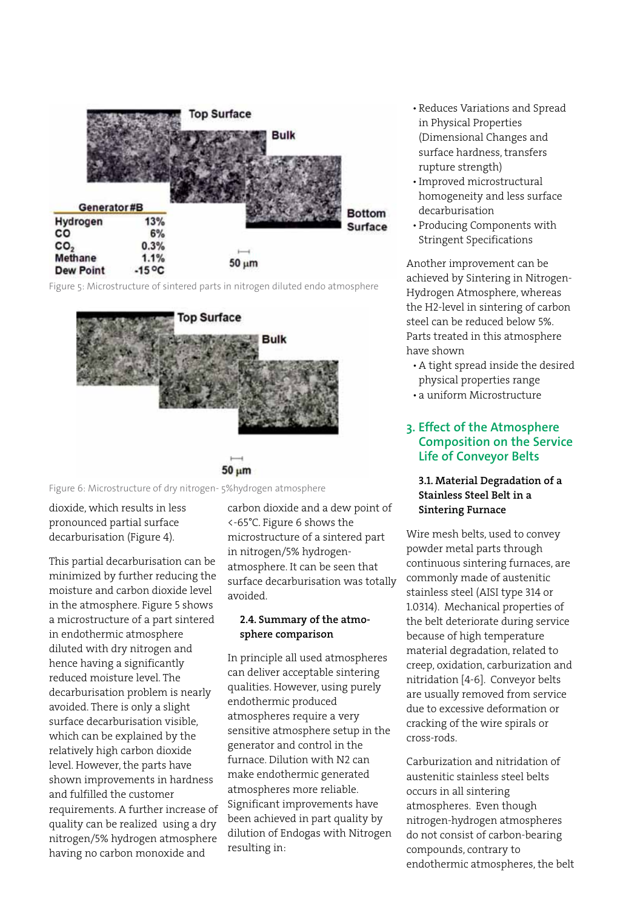Figure 5: Microstructure of sintered parts in nitrogen diluted endo atmosphere

Figure 6: Microstructure of dry nitrogen- 5%hydrogen atmosphere

dioxide, which results in less pronounced partial surface decarburisation (Figure 4).

This partial decarburisation can be minimized by further reducing the moisture and carbon dioxide level in the atmosphere. Figure 5 shows a microstructure of a part sintered in endothermic atmosphere diluted with dry nitrogen and hence having a significantly reduced moisture level. The decarburisation problem is nearly avoided. There is only a slight surface decarburisation visible, which can be explained by the relatively high carbon dioxide level. However, the parts have shown improvements in hardness and fulfilled the customer requirements. A further increase of quality can be realized using a dry nitrogen/5% hydrogen atmosphere having no carbon monoxide and carbon dioxide and a dew point of <-65°C. Figure 6 shows the microstructure of a sintered part in nitrogen/5% hydrogen-atmosphere. It can be seen that surface decarburisation was totally avoided.

### 2.4. Summary of the atmosphere comparison

In principle all used atmospheres can deliver acceptable sintering qualities. However, using purely endothermic produced atmospheres require a very sensitive atmosphere setup in the generator and control in the furnace. Dilution with N2 can make endothermic generated atmospheres more reliable. Significant improvements have been achieved in part quality by dilution of Endogas with Nitrogen resulting in:

- Reduces Variations and Spread in Physical Properties (Dimensional Changes and surface hardness, transfers rupture strength)
- Improved microstructural homogeneity and less surface decarburisation
- Producing Components with Stringent Specifications

Another improvement can be achieved by Sintering in Nitrogen-Hydrogen Atmosphere, whereas the H2-level in sintering of carbon steel can be reduced below 5%. Parts treated in this atmosphere have shown

- A tight spread inside the desired physical properties range
- a uniform Microstructure

## 3. Effect of the Atmosphere Composition on the Service Life of Conveyor Belts

### 3.1. Material Degradation of a Stainless Steel Belt in a Sintering Furnace

Wire mesh belts, used to convey powder metal parts through continuous sintering furnaces, are commonly made of austenitic stainless steel (AISI type 314 or 1.0314). Mechanical properties of the belt deteriorate during service because of high temperature material degradation, related to creep, oxidation, carburization and nitridation [4-6]. Conveyor belts are usually removed from service due to excessive deformation or cracking of the wire spirals or cross-rods.

Carburization and nitridation of austenitic stainless steel belts occurs in all sintering atmospheres. Even though nitrogen-hydrogen atmospheres do not consist of carbon-bearing compounds, contrary to endothermic atmospheres, the belt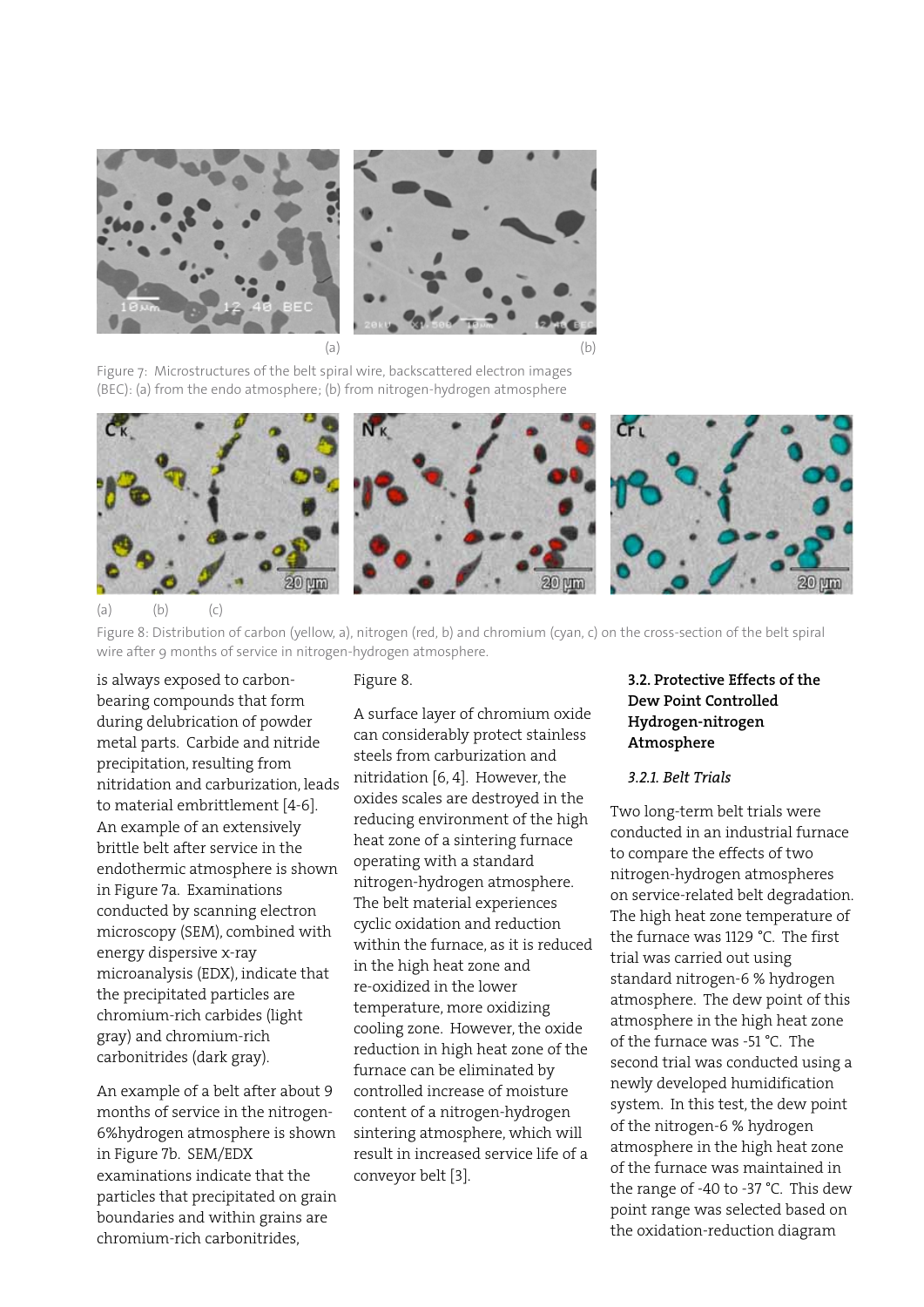(a) (b)

Figure 7: Microstructures of the belt spiral wire, backscattered electron images (BEC): (a) from the endo atmosphere; (b) from nitrogen-hydrogen atmosphere

(a) (b) (c)

Figure 8: Distribution of carbon (yellow, a), nitrogen (red, b) and chromium (cyan, c) on the cross-section of the belt spiral wire after 9 months of service in nitrogen-hydrogen atmosphere.

is always exposed to carbon-bearing compounds that form during delubrication of powder metal parts. Carbide and nitride precipitation, resulting from nitridation and carburization, leads to material embrittlement [4-6]. An example of an extensively brittle belt after service in the endothermic atmosphere is shown in Figure 7a. Examinations conducted by scanning electron microscopy (SEM), combined with energy dispersive x-ray microanalysis (EDX), indicate that the precipitated particles are chromium-rich carbides (light gray) and chromium-rich carbonitrides (dark gray).

An example of a belt after about 9 months of service in the nitrogen-6%hydrogen atmosphere is shown in Figure 7b. SEM/EDX examinations indicate that the particles that precipitated on grain boundaries and within grains are chromium-rich carbonitrides, Figure 8.

A surface layer of chromium oxide can considerably protect stainless steels from carburization and nitridation [6, 4]. However, the oxides scales are destroyed in the reducing environment of the high heat zone of a sintering furnace operating with a standard nitrogen-hydrogen atmosphere. The belt material experiences cyclic oxidation and reduction within the furnace, as it is reduced in the high heat zone and re-oxidized in the lower temperature, more oxidizing cooling zone. However, the oxide reduction in high heat zone of the furnace can be eliminated by controlled increase of moisture content of a nitrogen-hydrogen sintering atmosphere, which will result in increased service life of a conveyor belt [3].

### 3.2. Protective Effects of the Dew Point Controlled Hydrogen-nitrogen Atmosphere

#### *3.2.1. Belt Trials*

Two long-term belt trials were conducted in an industrial furnace to compare the effects of two nitrogen-hydrogen atmospheres on service-related belt degradation. The high heat zone temperature of the furnace was 1129 °C. The first trial was carried out using standard nitrogen-6 % hydrogen atmosphere. The dew point of this atmosphere in the high heat zone of the furnace was -51 °C. The second trial was conducted using a newly developed humidification system. In this test, the dew point of the nitrogen-6 % hydrogen atmosphere in the high heat zone of the furnace was maintained in the range of -40 to -37 °C. This dew point range was selected based on the oxidation-reduction diagram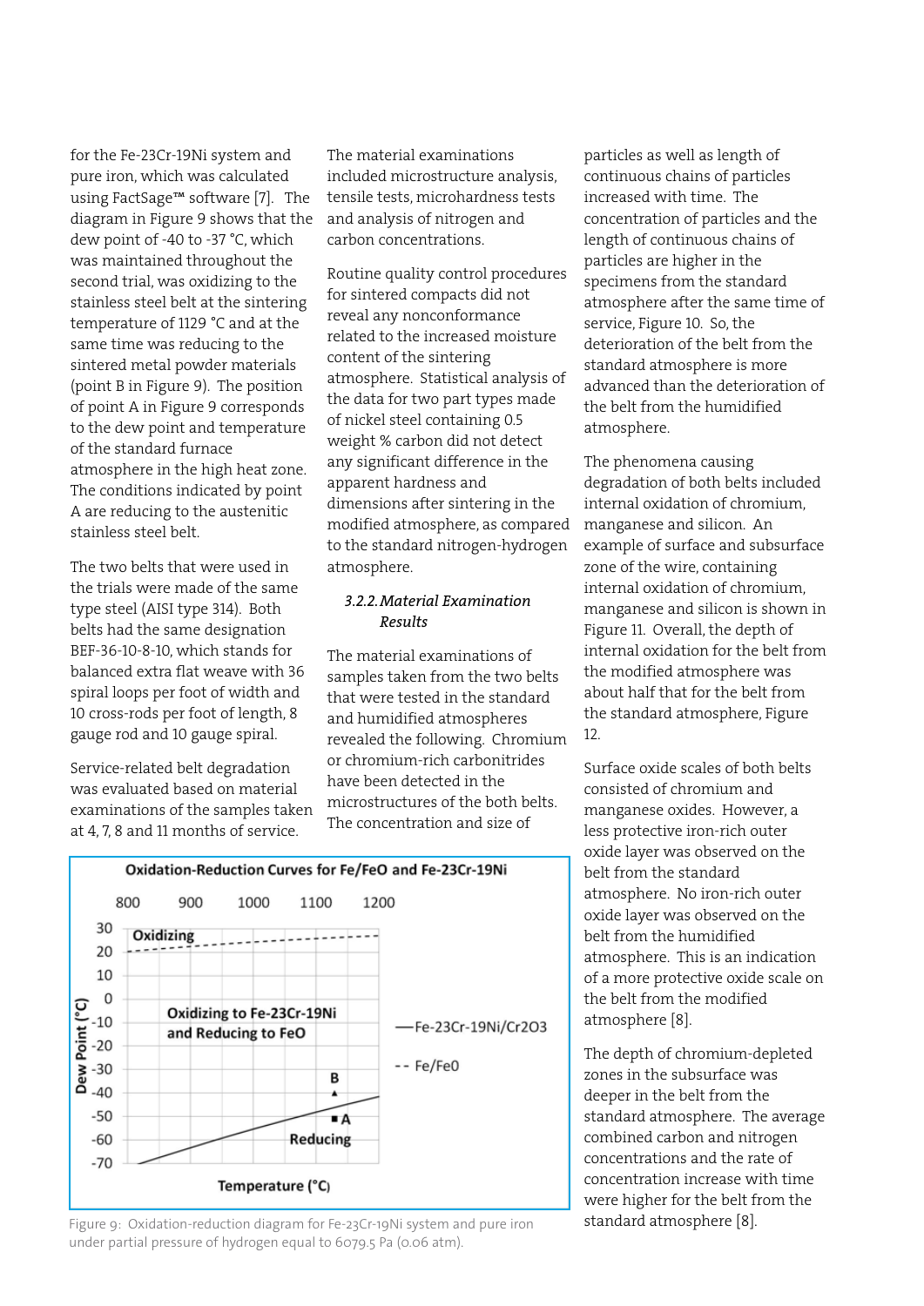for the Fe-23Cr-19Ni system and pure iron, which was calculated using FactSage™ software [7]. The diagram in Figure 9 shows that the dew point of -40 to -37 °C, which was maintained throughout the second trial, was oxidizing to the stainless steel belt at the sintering temperature of 1129 °C and at the same time was reducing to the sintered metal powder materials (point B in Figure 9). The position of point A in Figure 9 corresponds to the dew point and temperature of the standard furnace atmosphere in the high heat zone. The conditions indicated by point A are reducing to the austenitic stainless steel belt.

The two belts that were used in the trials were made of the same type steel (AISI type 314). Both belts had the same designation BEF-36-10-8-10, which stands for balanced extra flat weave with 36 spiral loops per foot of width and 10 cross-rods per foot of length, 8 gauge rod and 10 gauge spiral.

Service-related belt degradation was evaluated based on material examinations of the samples taken at 4, 7, 8 and 11 months of service.

Oxidation-Reduction Curves for Fe/FeO and Fe-23Cr-19Ni

Figure 9: Oxidation-reduction diagram for Fe-23Cr-19Ni system and pure iron under partial pressure of hydrogen equal to 6079.5 Pa (0.06 atm).

The material examinations included microstructure analysis, tensile tests, microhardness tests and analysis of nitrogen and carbon concentrations.

Routine quality control procedures for sintered compacts did not reveal any nonconformance related to the increased moisture content of the sintering atmosphere. Statistical analysis of the data for two part types made of nickel steel containing 0.5 weight % carbon did not detect any significant difference in the apparent hardness and dimensions after sintering in the modified atmosphere, as compared to the standard nitrogen-hydrogen atmosphere.

### *3.2.2. Material Examination Results*

The material examinations of samples taken from the two belts that were tested in the standard and humidified atmospheres revealed the following. Chromium or chromium-rich carbonitrides have been detected in the microstructures of the both belts. The concentration and size of particles as well as length of continuous chains of particles increased with time. The concentration of particles and the length of continuous chains of particles are higher in the specimens from the standard atmosphere after the same time of service, Figure 10. So, the deterioration of the belt from the standard atmosphere is more advanced than the deterioration of the belt from the humidified atmosphere.

The phenomena causing degradation of both belts included internal oxidation of chromium, manganese and silicon. An example of surface and subsurface zone of the wire, containing internal oxidation of chromium, manganese and silicon is shown in Figure 11. Overall, the depth of internal oxidation for the belt from the modified atmosphere was about half that for the belt from the standard atmosphere, Figure 12.

Surface oxide scales of both belts consisted of chromium and manganese oxides. However, a less protective iron-rich outer oxide layer was observed on the belt from the standard atmosphere. No iron-rich outer oxide layer was observed on the belt from the humidified atmosphere. This is an indication of a more protective oxide scale on the belt from the modified atmosphere [8].

The depth of chromium-depleted zones in the subsurface was deeper in the belt from the standard atmosphere. The average combined carbon and nitrogen concentrations and the rate of concentration increase with time were higher for the belt from the standard atmosphere [8].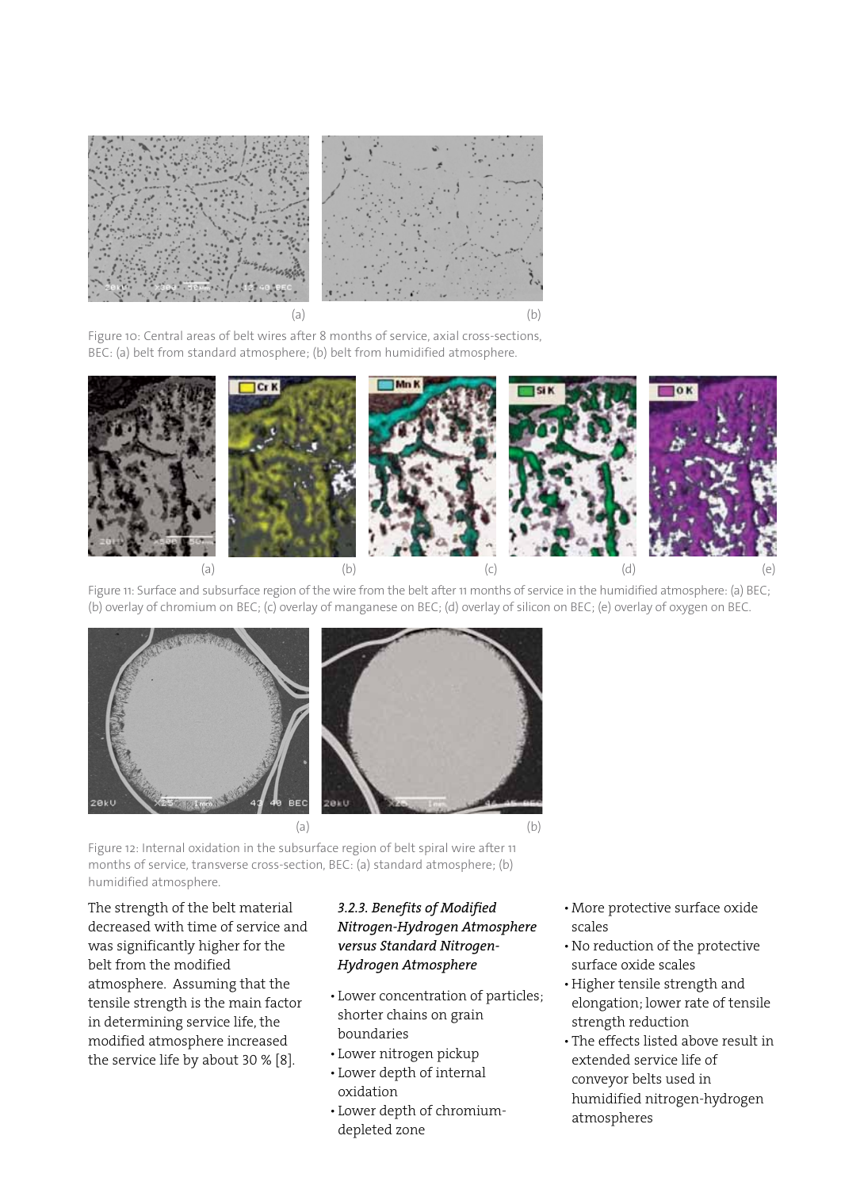(a) (b)

Figure 10: Central areas of belt wires after 8 months of service, axial cross-sections, BEC: (a) belt from standard atmosphere; (b) belt from humidified atmosphere.

(a) (b) (c) (d) (e)

Figure 11: Surface and subsurface region of the wire from the belt after 11 months of service in the humidified atmosphere: (a) BEC; (b) overlay of chromium on BEC; (c) overlay of manganese on BEC; (d) overlay of silicon on BEC; (e) overlay of oxygen on BEC.

(a) (b)

Figure 12: Internal oxidation in the subsurface region of belt spiral wire after 11 months of service, transverse cross-section, BEC: (a) standard atmosphere; (b) humidified atmosphere.

The strength of the belt material decreased with time of service and was significantly higher for the belt from the modified atmosphere. Assuming that the tensile strength is the main factor in determining service life, the modified atmosphere increased the service life by about 30 % [8].

### *3.2.3. Benefits of Modified Nitrogen-Hydrogen Atmosphere versus Standard Nitrogen-Hydrogen Atmosphere*

- Lower concentration of particles; shorter chains on grain boundaries
- Lower nitrogen pickup
- Lower depth of internal oxidation
- Lower depth of chromium-depleted zone
- More protective surface oxide scales
- No reduction of the protective surface oxide scales
- Higher tensile strength and elongation; lower rate of tensile strength reduction
- The effects listed above result in extended service life of conveyor belts used in humidified nitrogen-hydrogen atmospheres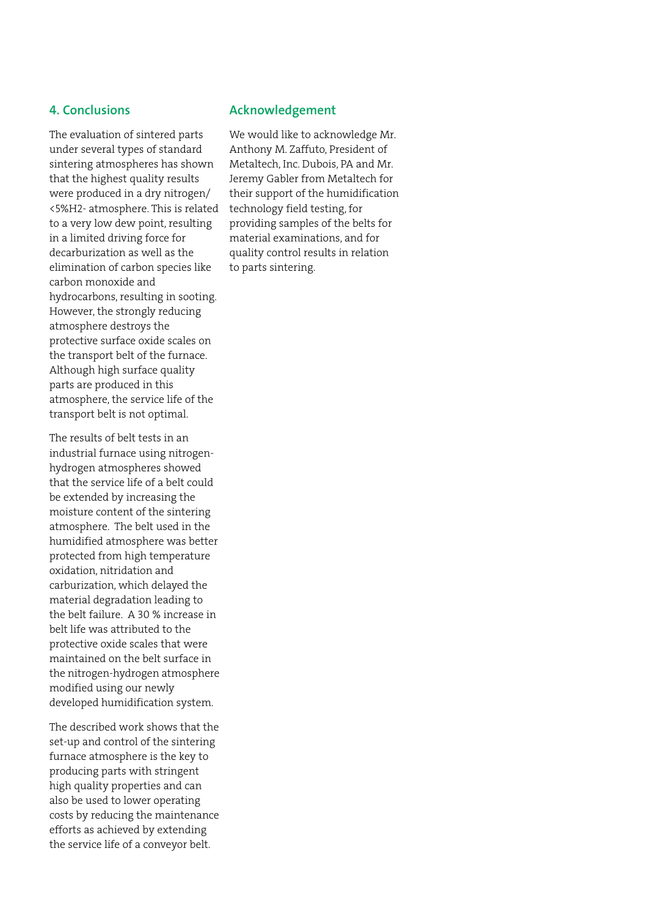## 4. Conclusions

The evaluation of sintered parts under several types of standard sintering atmospheres has shown that the highest quality results were produced in a dry nitrogen/ <5%$H_2$- atmosphere. This is related to a very low dew point, resulting in a limited driving force for decarburization as well as the elimination of carbon species like carbon monoxide and hydrocarbons, resulting in sooting. However, the strongly reducing atmosphere destroys the protective surface oxide scales on the transport belt of the furnace. Although high surface quality parts are produced in this atmosphere, the service life of the transport belt is not optimal.

The results of belt tests in an industrial furnace using nitrogen-hydrogen atmospheres showed that the service life of a belt could be extended by increasing the moisture content of the sintering atmosphere. The belt used in the humidified atmosphere was better protected from high temperature oxidation, nitridation and carburization, which delayed the material degradation leading to the belt failure. A 30 % increase in belt life was attributed to the protective oxide scales that were maintained on the belt surface in the nitrogen-hydrogen atmosphere modified using our newly developed humidification system.

The described work shows that the set-up and control of the sintering furnace atmosphere is the key to producing parts with stringent high quality properties and can also be used to lower operating costs by reducing the maintenance efforts as achieved by extending the service life of a conveyor belt.

## Acknowledgement

We would like to acknowledge Mr. Anthony M. Zaffuto, President of Metaltech, Inc. Dubois, PA and Mr. Jeremy Gabler from Metaltech for their support of the humidification technology field testing, for providing samples of the belts for material examinations, and for quality control results in relation to parts sintering.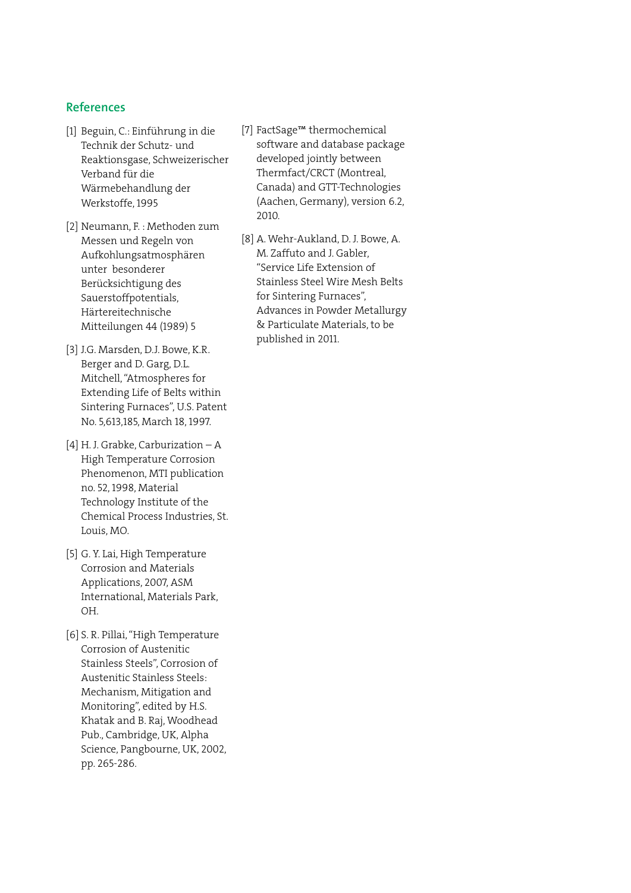## References

[1] Beguin, C.: Einführung in die Technik der Schutz- und Reaktionsgase, Schweizerischer Verband für die Wärmebehandlung der Werkstoffe, 1995

[2] Neumann, F. : Methoden zum Messen und Regeln von Aufkohlungsatmosphären unter besonderer Berücksichtigung des Sauerstoffpotentials, Härtereitechnische Mitteilungen 44 (1989) 5

[3] J.G. Marsden, D.J. Bowe, K.R. Berger and D. Garg, D.L. Mitchell, "Atmospheres for Extending Life of Belts within Sintering Furnaces", U.S. Patent No. 5,613,185, March 18, 1997.

[4] H. J. Grabke, Carburization – A High Temperature Corrosion Phenomenon, MTI publication no. 52, 1998, Material Technology Institute of the Chemical Process Industries, St. Louis, MO.

[5] G. Y. Lai, High Temperature Corrosion and Materials Applications, 2007, ASM International, Materials Park, OH.

[6] S. R. Pillai, "High Temperature Corrosion of Austenitic Stainless Steels", Corrosion of Austenitic Stainless Steels: Mechanism, Mitigation and Monitoring", edited by H.S. Khatak and B. Raj, Woodhead Pub., Cambridge, UK, Alpha Science, Pangbourne, UK, 2002, pp. 265-286.

[7] FactSage™ thermochemical software and database package developed jointly between Thermfact/CRCT (Montreal, Canada) and GTT-Technologies (Aachen, Germany), version 6.2, 2010.

[8] A. Wehr-Aukland, D. J. Bowe, A. M. Zaffuto and J. Gabler, "Service Life Extension of Stainless Steel Wire Mesh Belts for Sintering Furnaces", Advances in Powder Metallurgy & Particulate Materials, to be published in 2011.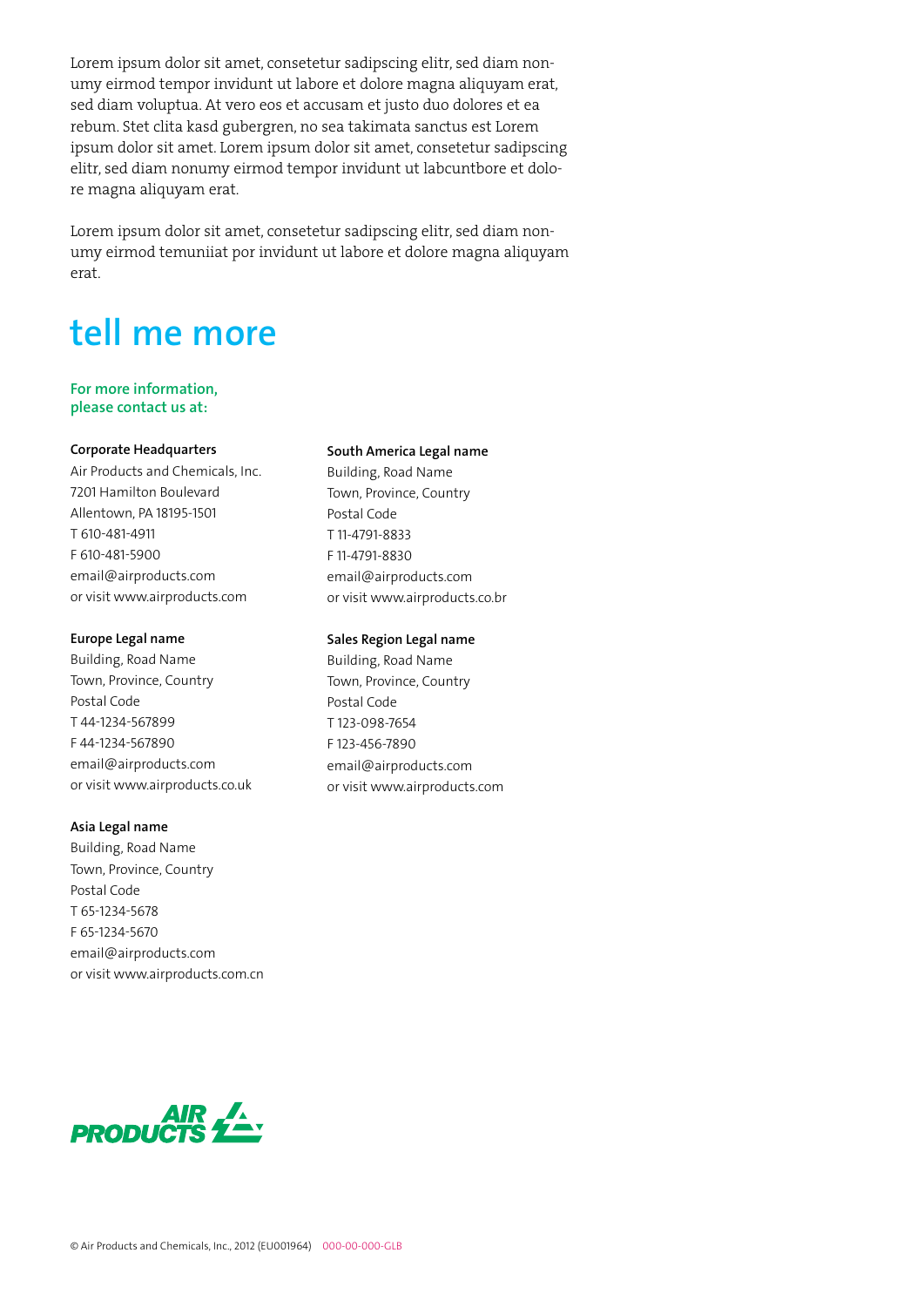Lorem ipsum dolor sit amet, consetetur sadipscing elitr, sed diam nonumy eirmod tempor invidunt ut labore et dolore magna aliquyam erat, sed diam voluptua. At vero eos et accusam et justo duo dolores et ea rebum. Stet clita kasd gubergren, no sea takimata sanctus est Lorem ipsum dolor sit amet. Lorem ipsum dolor sit amet, consetetur sadipscing elitr, sed diam nonumy eirmod tempor invidunt ut labcuntbore et dolore magna aliquyam erat.

Lorem ipsum dolor sit amet, consetetur sadipscing elitr, sed diam nonumy eirmod temuniiat por invidunt ut labore et dolore magna aliquyam erat.

# tell me more

**For more information, please contact us at:**

**Corporate Headquarters**
Air Products and Chemicals, Inc.
7201 Hamilton Boulevard
Allentown, PA 18195-1501
T 610-481-4911
F 610-481-5900
email@airproducts.com
or visit www.airproducts.com

**Europe Legal name**
Building, Road Name
Town, Province, Country
Postal Code
T 44-1234-567899
F 44-1234-567890
email@airproducts.com
or visit www.airproducts.co.uk

**Asia Legal name**
Building, Road Name
Town, Province, Country
Postal Code
T 65-1234-5678
F 65-1234-5670
email@airproducts.com
or visit www.airproducts.com.cn

**South America Legal name**
Building, Road Name
Town, Province, Country
Postal Code
T 11-4791-8833
F 11-4791-8830
email@airproducts.com
or visit www.airproducts.co.br

**Sales Region Legal name**
Building, Road Name
Town, Province, Country
Postal Code
T 123-098-7654
F 123-456-7890
email@airproducts.com
or visit www.airproducts.com

AIR PRODUCTS

© Air Products and Chemicals, Inc., 2012 (EU001964) 000-00-000-GLB